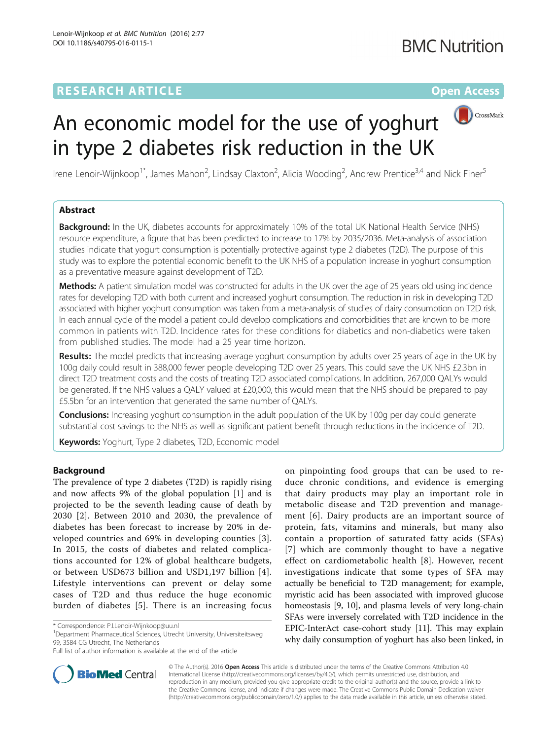RESEARCH ARTICLE

Open Access

# An economic model for the use of yoghurt in type 2 diabetes risk reduction in the UK

Irene Lenoir-Wijnkoop[1*], James Mahon[2], Lindsay Claxton[2], Alicia Wooding[2], Andrew Prentice[3,4] and Nick Finer[5]

## Abstract

**Background:** In the UK, diabetes accounts for approximately 10% of the total UK National Health Service (NHS) resource expenditure, a figure that has been predicted to increase to 17% by 2035/2036. Meta-analysis of association studies indicate that yogurt consumption is potentially protective against type 2 diabetes (T2D). The purpose of this study was to explore the potential economic benefit to the UK NHS of a population increase in yoghurt consumption as a preventative measure against development of T2D.

**Methods:** A patient simulation model was constructed for adults in the UK over the age of 25 years old using incidence rates for developing T2D with both current and increased yoghurt consumption. The reduction in risk in developing T2D associated with higher yoghurt consumption was taken from a meta-analysis of studies of dairy consumption on T2D risk. In each annual cycle of the model a patient could develop complications and comorbidities that are known to be more common in patients with T2D. Incidence rates for these conditions for diabetics and non-diabetics were taken from published studies. The model had a 25 year time horizon.

**Results:** The model predicts that increasing average yoghurt consumption by adults over 25 years of age in the UK by 100g daily could result in 388,000 fewer people developing T2D over 25 years. This could save the UK NHS £2.3bn in direct T2D treatment costs and the costs of treating T2D associated complications. In addition, 267,000 QALYs would be generated. If the NHS values a QALY valued at £20,000, this would mean that the NHS should be prepared to pay £5.5bn for an intervention that generated the same number of QALYs.

**Conclusions:** Increasing yoghurt consumption in the adult population of the UK by 100g per day could generate substantial cost savings to the NHS as well as significant patient benefit through reductions in the incidence of T2D.

**Keywords:** Yoghurt, Type 2 diabetes, T2D, Economic model

## Background

The prevalence of type 2 diabetes (T2D) is rapidly rising and now affects 9% of the global population [1] and is projected to be the seventh leading cause of death by 2030 [2]. Between 2010 and 2030, the prevalence of diabetes has been forecast to increase by 20% in developed countries and 69% in developing counties [3]. In 2015, the costs of diabetes and related complications accounted for 12% of global healthcare budgets, or between USD673 billion and USD1,197 billion [4]. Lifestyle interventions can prevent or delay some cases of T2D and thus reduce the huge economic burden of diabetes [5]. There is an increasing focus on pinpointing food groups that can be used to reduce chronic conditions, and evidence is emerging that dairy products may play an important role in metabolic disease and T2D prevention and management [6]. Dairy products are an important source of protein, fats, vitamins and minerals, but many also contain a proportion of saturated fatty acids (SFAs) [7] which are commonly thought to have a negative effect on cardiometabolic health [8]. However, recent investigations indicate that some types of SFA may actually be beneficial to T2D management; for example, myristic acid has been associated with improved glucose homeostasis [9, 10], and plasma levels of very long-chain SFAs were inversely correlated with T2D incidence in the EPIC-InterAct case-cohort study [11]. This may explain why daily consumption of yoghurt has also been linked, in

* Correspondence: P.I.Lenoir-Wijnkoop@uu.nl
[1]Department Pharmaceutical Sciences, Utrecht University, Universiteitsweg 99, 3584 CG Utrecht, The Netherlands
Full list of author information is available at the end of the article

© The Author(s). 2016 **Open Access** This article is distributed under the terms of the Creative Commons Attribution 4.0 International License (http://creativecommons.org/licenses/by/4.0/), which permits unrestricted use, distribution, and reproduction in any medium, provided you give appropriate credit to the original author(s) and the source, provide a link to the Creative Commons license, and indicate if changes were made. The Creative Commons Public Domain Dedication waiver (http://creativecommons.org/publicdomain/zero/1.0/) applies to the data made available in this article, unless otherwise stated.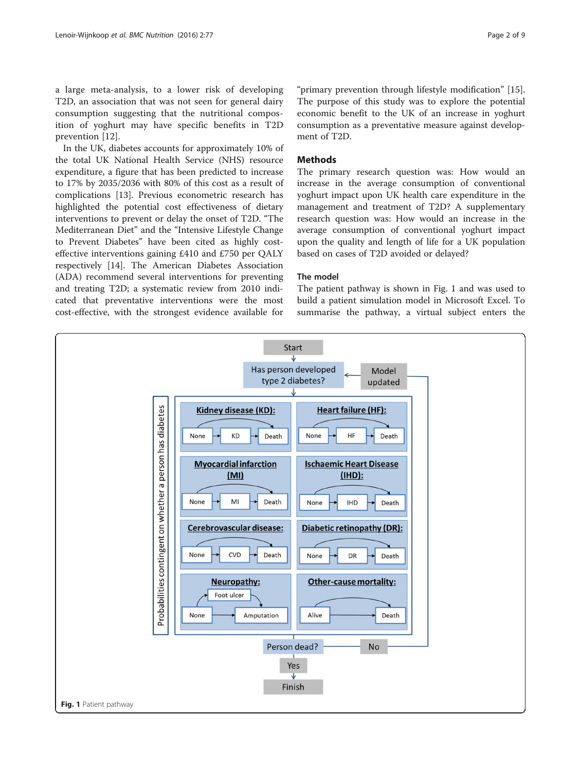a large meta-analysis, to a lower risk of developing T2D, an association that was not seen for general dairy consumption suggesting that the nutritional composition of yoghurt may have specific benefits in T2D prevention [12].

In the UK, diabetes accounts for approximately 10% of the total UK National Health Service (NHS) resource expenditure, a figure that has been predicted to increase to 17% by 2035/2036 with 80% of this cost as a result of complications [13]. Previous econometric research has highlighted the potential cost effectiveness of dietary interventions to prevent or delay the onset of T2D. "The Mediterranean Diet" and the "Intensive Lifestyle Change to Prevent Diabetes" have been cited as highly cost-effective interventions gaining £410 and £750 per QALY respectively [14]. The American Diabetes Association (ADA) recommend several interventions for preventing and treating T2D; a systematic review from 2010 indicated that preventative interventions were the most cost-effective, with the strongest evidence available for "primary prevention through lifestyle modification" [15]. The purpose of this study was to explore the potential economic benefit to the UK of an increase in yoghurt consumption as a preventative measure against development of T2D.

## Methods

The primary research question was: How would an increase in the average consumption of conventional yoghurt impact upon UK health care expenditure in the management and treatment of T2D? A supplementary research question was: How would an increase in the average consumption of conventional yoghurt impact upon the quality and length of life for a UK population based on cases of T2D avoided or delayed?

### The model

The patient pathway is shown in Fig. 1 and was used to build a patient simulation model in Microsoft Excel. To summarise the pathway, a virtual subject enters the

**Fig. 1** Patient pathway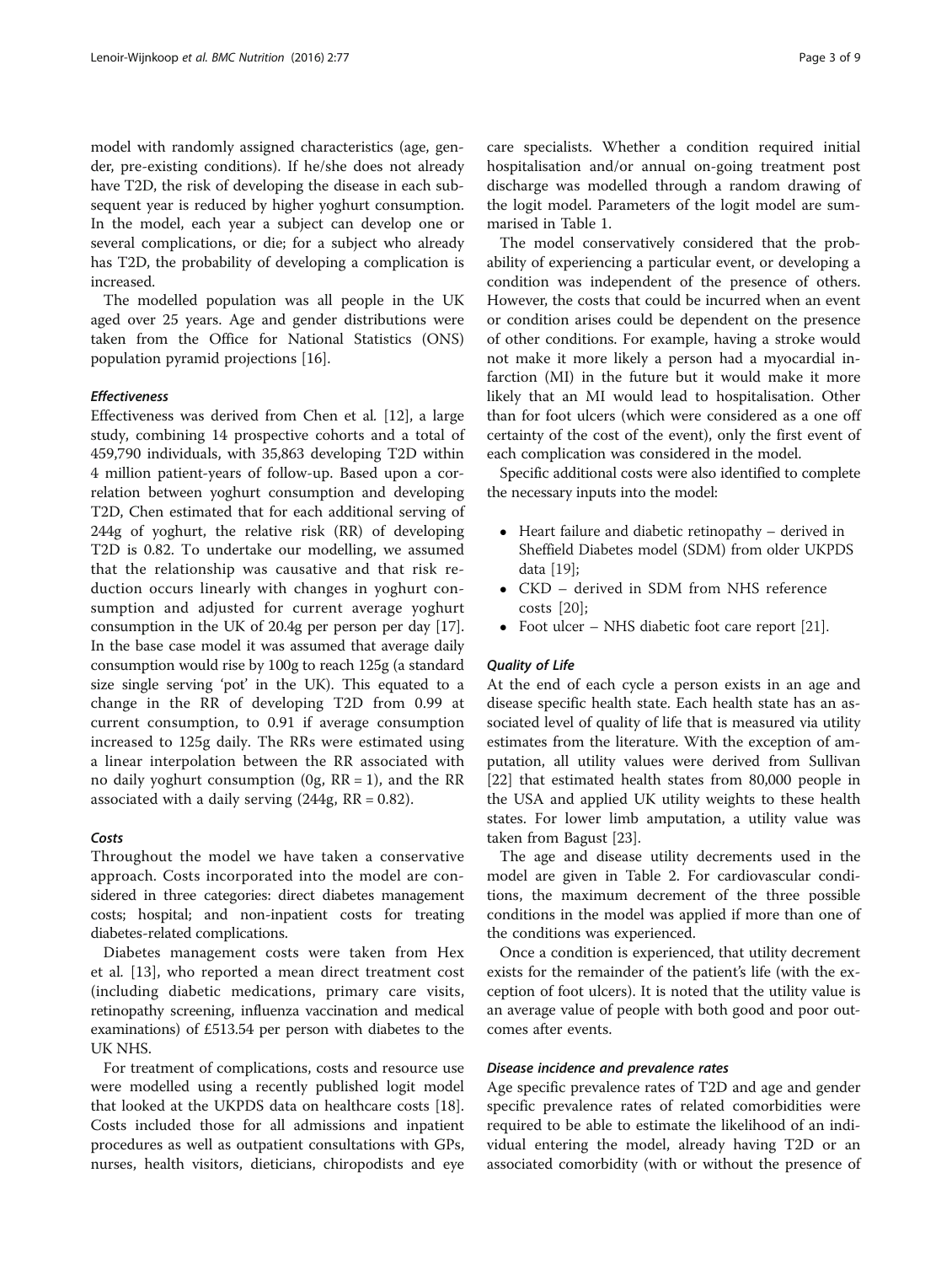model with randomly assigned characteristics (age, gender, pre-existing conditions). If he/she does not already have T2D, the risk of developing the disease in each subsequent year is reduced by higher yoghurt consumption. In the model, each year a subject can develop one or several complications, or die; for a subject who already has T2D, the probability of developing a complication is increased.

The modelled population was all people in the UK aged over 25 years. Age and gender distributions were taken from the Office for National Statistics (ONS) population pyramid projections [16].

#### *Effectiveness*

Effectiveness was derived from Chen et al. [12], a large study, combining 14 prospective cohorts and a total of 459,790 individuals, with 35,863 developing T2D within 4 million patient-years of follow-up. Based upon a correlation between yoghurt consumption and developing T2D, Chen estimated that for each additional serving of 244g of yoghurt, the relative risk (RR) of developing T2D is 0.82. To undertake our modelling, we assumed that the relationship was causative and that risk reduction occurs linearly with changes in yoghurt consumption and adjusted for current average yoghurt consumption in the UK of 20.4g per person per day [17]. In the base case model it was assumed that average daily consumption would rise by 100g to reach 125g (a standard size single serving 'pot' in the UK). This equated to a change in the RR of developing T2D from 0.99 at current consumption, to 0.91 if average consumption increased to 125g daily. The RRs were estimated using a linear interpolation between the RR associated with no daily yoghurt consumption (0g, RR = 1), and the RR associated with a daily serving (244g, RR = 0.82).

#### *Costs*

Throughout the model we have taken a conservative approach. Costs incorporated into the model are considered in three categories: direct diabetes management costs; hospital; and non-inpatient costs for treating diabetes-related complications.

Diabetes management costs were taken from Hex et al. [13], who reported a mean direct treatment cost (including diabetic medications, primary care visits, retinopathy screening, influenza vaccination and medical examinations) of £513.54 per person with diabetes to the UK NHS.

For treatment of complications, costs and resource use were modelled using a recently published logit model that looked at the UKPDS data on healthcare costs [18]. Costs included those for all admissions and inpatient procedures as well as outpatient consultations with GPs, nurses, health visitors, dieticians, chiropodists and eye care specialists. Whether a condition required initial hospitalisation and/or annual on-going treatment post discharge was modelled through a random drawing of the logit model. Parameters of the logit model are summarised in Table 1.

The model conservatively considered that the probability of experiencing a particular event, or developing a condition was independent of the presence of others. However, the costs that could be incurred when an event or condition arises could be dependent on the presence of other conditions. For example, having a stroke would not make it more likely a person had a myocardial infarction (MI) in the future but it would make it more likely that an MI would lead to hospitalisation. Other than for foot ulcers (which were considered as a one off certainty of the cost of the event), only the first event of each complication was considered in the model.

Specific additional costs were also identified to complete the necessary inputs into the model:

- Heart failure and diabetic retinopathy – derived in Sheffield Diabetes model (SDM) from older UKPDS data [19];
- CKD – derived in SDM from NHS reference costs [20];
- Foot ulcer – NHS diabetic foot care report [21].

#### *Quality of Life*

At the end of each cycle a person exists in an age and disease specific health state. Each health state has an associated level of quality of life that is measured via utility estimates from the literature. With the exception of amputation, all utility values were derived from Sullivan [22] that estimated health states from 80,000 people in the USA and applied UK utility weights to these health states. For lower limb amputation, a utility value was taken from Bagust [23].

The age and disease utility decrements used in the model are given in Table 2. For cardiovascular conditions, the maximum decrement of the three possible conditions in the model was applied if more than one of the conditions was experienced.

Once a condition is experienced, that utility decrement exists for the remainder of the patient's life (with the exception of foot ulcers). It is noted that the utility value is an average value of people with both good and poor outcomes after events.

#### *Disease incidence and prevalence rates*

Age specific prevalence rates of T2D and age and gender specific prevalence rates of related comorbidities were required to be able to estimate the likelihood of an individual entering the model, already having T2D or an associated comorbidity (with or without the presence of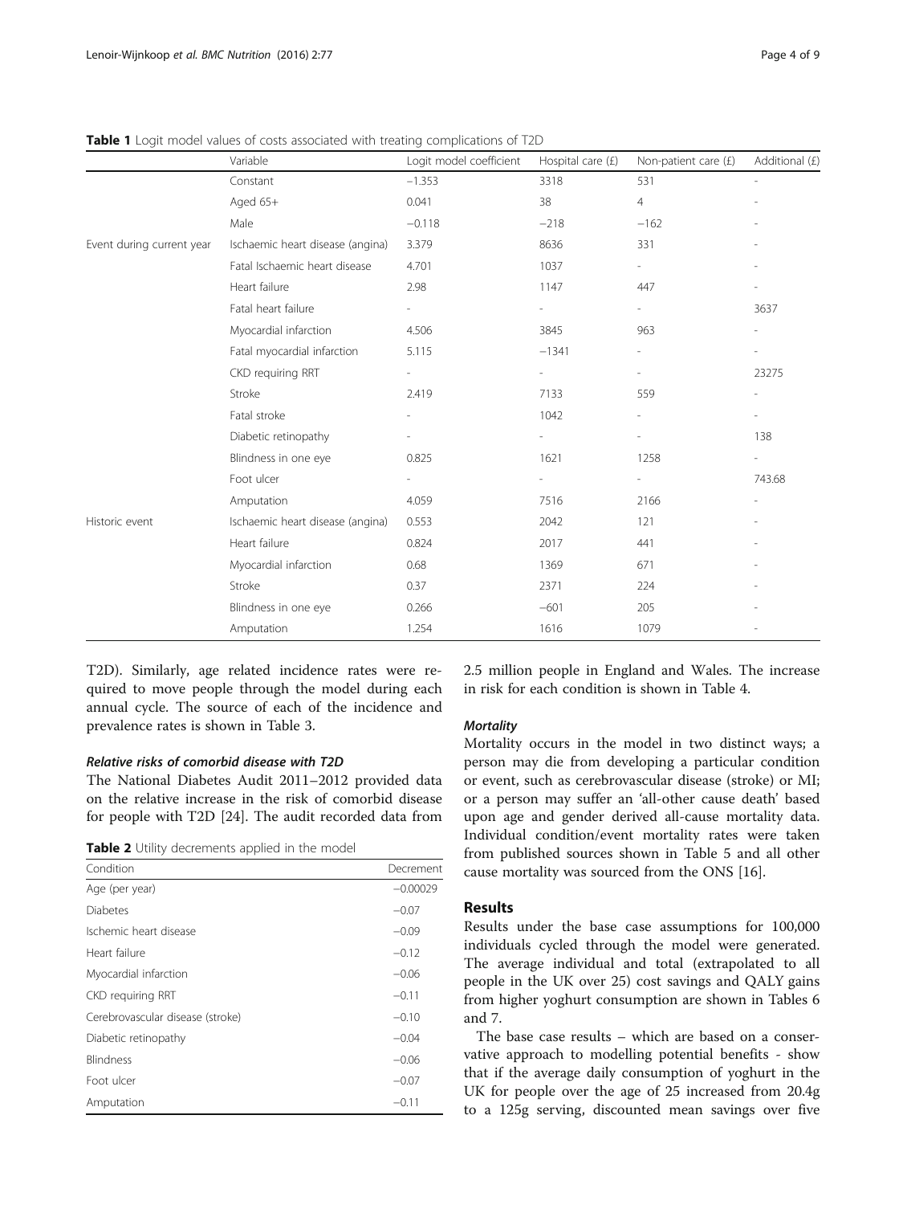**Table 1** Logit model values of costs associated with treating complications of T2D

| | Variable | Logit model coefficient | Hospital care (£) | Non-patient care (£) | Additional (£) |
|---|---|---|---|---|---|
| | Constant | −1.353 | 3318 | 531 | - |
| | Aged 65+ | 0.041 | 38 | 4 | - |
| | Male | −0.118 | −218 | −162 | - |
| Event during current year | Ischaemic heart disease (angina) | 3.379 | 8636 | 331 | - |
| | Fatal Ischaemic heart disease | 4.701 | 1037 | - | - |
| | Heart failure | 2.98 | 1147 | 447 | - |
| | Fatal heart failure | - | - | - | 3637 |
| | Myocardial infarction | 4.506 | 3845 | 963 | - |
| | Fatal myocardial infarction | 5.115 | −1341 | - | - |
| | CKD requiring RRT | - | - | - | 23275 |
| | Stroke | 2.419 | 7133 | 559 | - |
| | Fatal stroke | - | 1042 | - | - |
| | Diabetic retinopathy | - | - | - | 138 |
| | Blindness in one eye | 0.825 | 1621 | 1258 | - |
| | Foot ulcer | - | - | - | 743.68 |
| | Amputation | 4.059 | 7516 | 2166 | - |
| Historic event | Ischaemic heart disease (angina) | 0.553 | 2042 | 121 | - |
| | Heart failure | 0.824 | 2017 | 441 | - |
| | Myocardial infarction | 0.68 | 1369 | 671 | - |
| | Stroke | 0.37 | 2371 | 224 | - |
| | Blindness in one eye | 0.266 | −601 | 205 | - |
| | Amputation | 1.254 | 1616 | 1079 | - |

T2D). Similarly, age related incidence rates were required to move people through the model during each annual cycle. The source of each of the incidence and prevalence rates is shown in Table 3.

#### *Relative risks of comorbid disease with T2D*

The National Diabetes Audit 2011–2012 provided data on the relative increase in the risk of comorbid disease for people with T2D [24]. The audit recorded data from 2.5 million people in England and Wales. The increase in risk for each condition is shown in Table 4.

**Table 2** Utility decrements applied in the model

| Condition | Decrement |
|---|---|
| Age (per year) | −0.00029 |
| Diabetes | −0.07 |
| Ischemic heart disease | −0.09 |
| Heart failure | −0.12 |
| Myocardial infarction | −0.06 |
| CKD requiring RRT | −0.11 |
| Cerebrovascular disease (stroke) | −0.10 |
| Diabetic retinopathy | −0.04 |
| Blindness | −0.06 |
| Foot ulcer | −0.07 |
| Amputation | −0.11 |

#### *Mortality*

Mortality occurs in the model in two distinct ways; a person may die from developing a particular condition or event, such as cerebrovascular disease (stroke) or MI; or a person may suffer an 'all-other cause death' based upon age and gender derived all-cause mortality data. Individual condition/event mortality rates were taken from published sources shown in Table 5 and all other cause mortality was sourced from the ONS [16].

## Results

Results under the base case assumptions for 100,000 individuals cycled through the model were generated. The average individual and total (extrapolated to all people in the UK over 25) cost savings and QALY gains from higher yoghurt consumption are shown in Tables 6 and 7.

The base case results – which are based on a conservative approach to modelling potential benefits - show that if the average daily consumption of yoghurt in the UK for people over the age of 25 increased from 20.4g to a 125g serving, discounted mean savings over five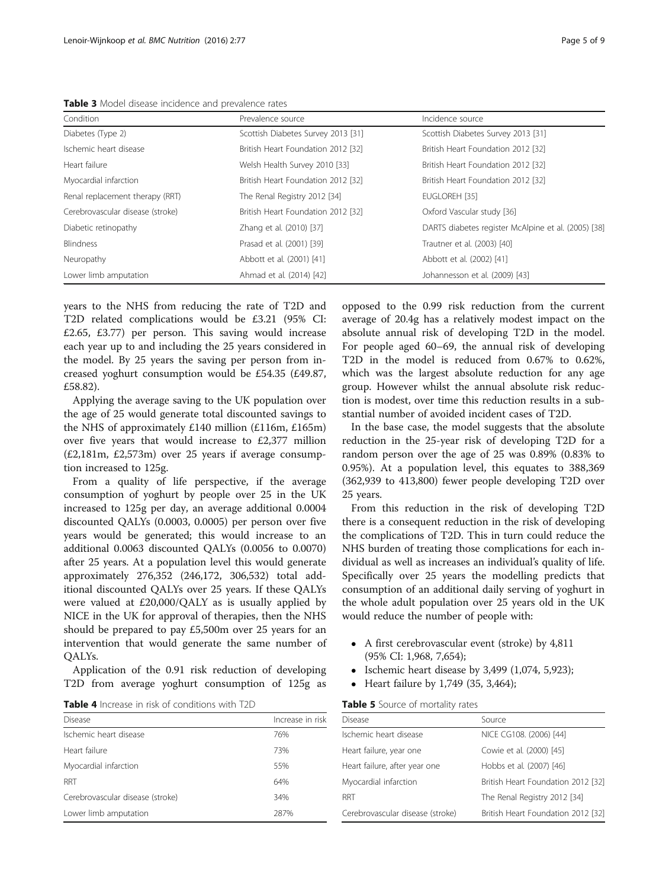**Table 3** Model disease incidence and prevalence rates

| Condition | Prevalence source | Incidence source |
|---|---|---|
| Diabetes (Type 2) | Scottish Diabetes Survey 2013 [31] | Scottish Diabetes Survey 2013 [31] |
| Ischemic heart disease | British Heart Foundation 2012 [32] | British Heart Foundation 2012 [32] |
| Heart failure | Welsh Health Survey 2010 [33] | British Heart Foundation 2012 [32] |
| Myocardial infarction | British Heart Foundation 2012 [32] | British Heart Foundation 2012 [32] |
| Renal replacement therapy (RRT) | The Renal Registry 2012 [34] | EUGLOREH [35] |
| Cerebrovascular disease (stroke) | British Heart Foundation 2012 [32] | Oxford Vascular study [36] |
| Diabetic retinopathy | Zhang et al. (2010) [37] | DARTS diabetes register McAlpine et al. (2005) [38] |
| Blindness | Prasad et al. (2001) [39] | Trautner et al. (2003) [40] |
| Neuropathy | Abbott et al. (2001) [41] | Abbott et al. (2002) [41] |
| Lower limb amputation | Ahmad et al. (2014) [42] | Johannesson et al. (2009) [43] |

years to the NHS from reducing the rate of T2D and T2D related complications would be £3.21 (95% CI: £2.65, £3.77) per person. This saving would increase each year up to and including the 25 years considered in the model. By 25 years the saving per person from increased yoghurt consumption would be £54.35 (£49.87, £58.82).

Applying the average saving to the UK population over the age of 25 would generate total discounted savings to the NHS of approximately £140 million (£116m, £165m) over five years that would increase to £2,377 million (£2,181m, £2,573m) over 25 years if average consumption increased to 125g.

From a quality of life perspective, if the average consumption of yoghurt by people over 25 in the UK increased to 125g per day, an average additional 0.0004 discounted QALYs (0.0003, 0.0005) per person over five years would be generated; this would increase to an additional 0.0063 discounted QALYs (0.0056 to 0.0070) after 25 years. At a population level this would generate approximately 276,352 (246,172, 306,532) total additional discounted QALYs over 25 years. If these QALYs were valued at £20,000/QALY as is usually applied by NICE in the UK for approval of therapies, then the NHS should be prepared to pay £5,500m over 25 years for an intervention that would generate the same number of QALYs.

Application of the 0.91 risk reduction of developing T2D from average yoghurt consumption of 125g as opposed to the 0.99 risk reduction from the current average of 20.4g has a relatively modest impact on the absolute annual risk of developing T2D in the model. For people aged 60–69, the annual risk of developing T2D in the model is reduced from 0.67% to 0.62%, which was the largest absolute reduction for any age group. However whilst the annual absolute risk reduction is modest, over time this reduction results in a substantial number of avoided incident cases of T2D.

In the base case, the model suggests that the absolute reduction in the 25-year risk of developing T2D for a random person over the age of 25 was 0.89% (0.83% to 0.95%). At a population level, this equates to 388,369 (362,939 to 413,800) fewer people developing T2D over 25 years.

From this reduction in the risk of developing T2D there is a consequent reduction in the risk of developing the complications of T2D. This in turn could reduce the NHS burden of treating those complications for each individual as well as increases an individual's quality of life. Specifically over 25 years the modelling predicts that consumption of an additional daily serving of yoghurt in the whole adult population over 25 years old in the UK would reduce the number of people with:

- A first cerebrovascular event (stroke) by 4,811 (95% CI: 1,968, 7,654);
- Ischemic heart disease by 3,499 (1,074, 5,923);
- Heart failure by 1,749 (35, 3,464);

**Table 4** Increase in risk of conditions with T2D

| Disease | Increase in risk |
|---|---|
| Ischemic heart disease | 76% |
| Heart failure | 73% |
| Myocardial infarction | 55% |
| RRT | 64% |
| Cerebrovascular disease (stroke) | 34% |
| Lower limb amputation | 287% |

**Table 5** Source of mortality rates

| Disease | Source |
|---|---|
| Ischemic heart disease | NICE CG108. (2006) [44] |
| Heart failure, year one | Cowie et al. (2000) [45] |
| Heart failure, after year one | Hobbs et al. (2007) [46] |
| Myocardial infarction | British Heart Foundation 2012 [32] |
| RRT | The Renal Registry 2012 [34] |
| Cerebrovascular disease (stroke) | British Heart Foundation 2012 [32] |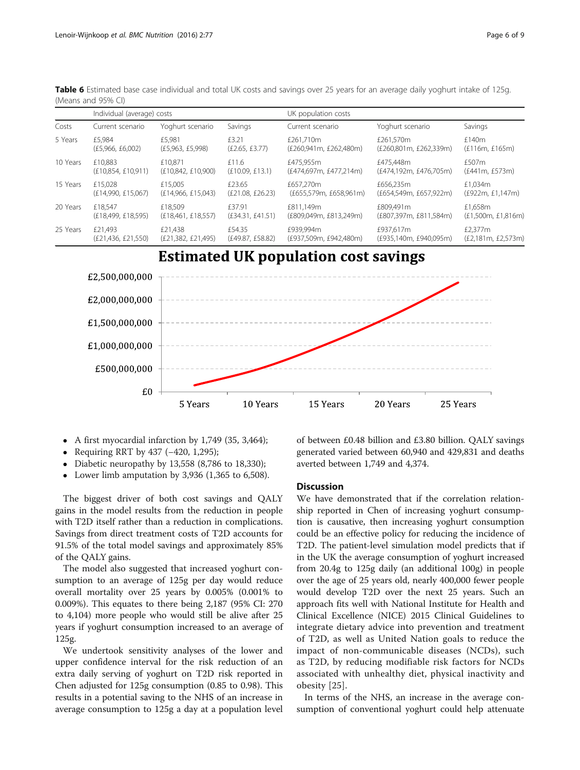**Table 6** Estimated base case individual and total UK costs and savings over 25 years for an average daily yoghurt intake of 125g. (Means and 95% CI)

| | Individual (average) costs | | | UK population costs | | |
|---|---|---|---|---|---|---|
| Costs | Current scenario | Yoghurt scenario | Savings | Current scenario | Yoghurt scenario | Savings |
| 5 Years | £5,984 (£5,966, £6,002) | £5,981 (£5,963, £5,998) | £3.21 (£2.65, £3.77) | £261,710m (£260,941m, £262,480m) | £261,570m (£260,801m, £262,339m) | £140m (£116m, £165m) |
| 10 Years | £10,883 (£10,854, £10,911) | £10,871 (£10,842, £10,900) | £11.6 (£10.09, £13.1) | £475,955m (£474,697m, £477,214m) | £475,448m (£474,192m, £476,705m) | £507m (£441m, £573m) |
| 15 Years | £15,028 (£14,990, £15,067) | £15,005 (£14,966, £15,043) | £23.65 (£21.08, £26.23) | £657,270m (£655,579m, £658,961m) | £656,235m (£654,549m, £657,922m) | £1,034m (£922m, £1,147m) |
| 20 Years | £18,547 (£18,499, £18,595) | £18,509 (£18,461, £18,557) | £37.91 (£34.31, £41.51) | £811,149m (£809,049m, £813,249m) | £809,491m (£807,397m, £811,584m) | £1,658m (£1,500m, £1,816m) |
| 25 Years | £21,493 (£21,436, £21,550) | £21,438 (£21,382, £21,495) | £54.35 (£49.87, £58.82) | £939,994m (£937,509m, £942,480m) | £937,617m (£935,140m, £940,095m) | £2,377m (£2,181m, £2,573m) |

- A first myocardial infarction by 1,749 (35, 3,464);
- Requiring RRT by 437 (−420, 1,295);
- Diabetic neuropathy by 13,558 (8,786 to 18,330);
- Lower limb amputation by 3,936 (1,365 to 6,508).

The biggest driver of both cost savings and QALY gains in the model results from the reduction in people with T2D itself rather than a reduction in complications. Savings from direct treatment costs of T2D accounts for 91.5% of the total model savings and approximately 85% of the QALY gains.

The model also suggested that increased yoghurt consumption to an average of 125g per day would reduce overall mortality over 25 years by 0.005% (0.001% to 0.009%). This equates to there being 2,187 (95% CI: 270 to 4,104) more people who would still be alive after 25 years if yoghurt consumption increased to an average of 125g.

We undertook sensitivity analyses of the lower and upper confidence interval for the risk reduction of an extra daily serving of yoghurt on T2D risk reported in Chen adjusted for 125g consumption (0.85 to 0.98). This results in a potential saving to the NHS of an increase in average consumption to 125g a day at a population level of between £0.48 billion and £3.80 billion. QALY savings generated varied between 60,940 and 429,831 and deaths averted between 1,749 and 4,374.

## Discussion

We have demonstrated that if the correlation relationship reported in Chen of increasing yoghurt consumption is causative, then increasing yoghurt consumption could be an effective policy for reducing the incidence of T2D. The patient-level simulation model predicts that if in the UK the average consumption of yoghurt increased from 20.4g to 125g daily (an additional 100g) in people over the age of 25 years old, nearly 400,000 fewer people would develop T2D over the next 25 years. Such an approach fits well with National Institute for Health and Clinical Excellence (NICE) 2015 Clinical Guidelines to integrate dietary advice into prevention and treatment of T2D, as well as United Nation goals to reduce the impact of non-communicable diseases (NCDs), such as T2D, by reducing modifiable risk factors for NCDs associated with unhealthy diet, physical inactivity and obesity [25].

In terms of the NHS, an increase in the average consumption of conventional yoghurt could help attenuate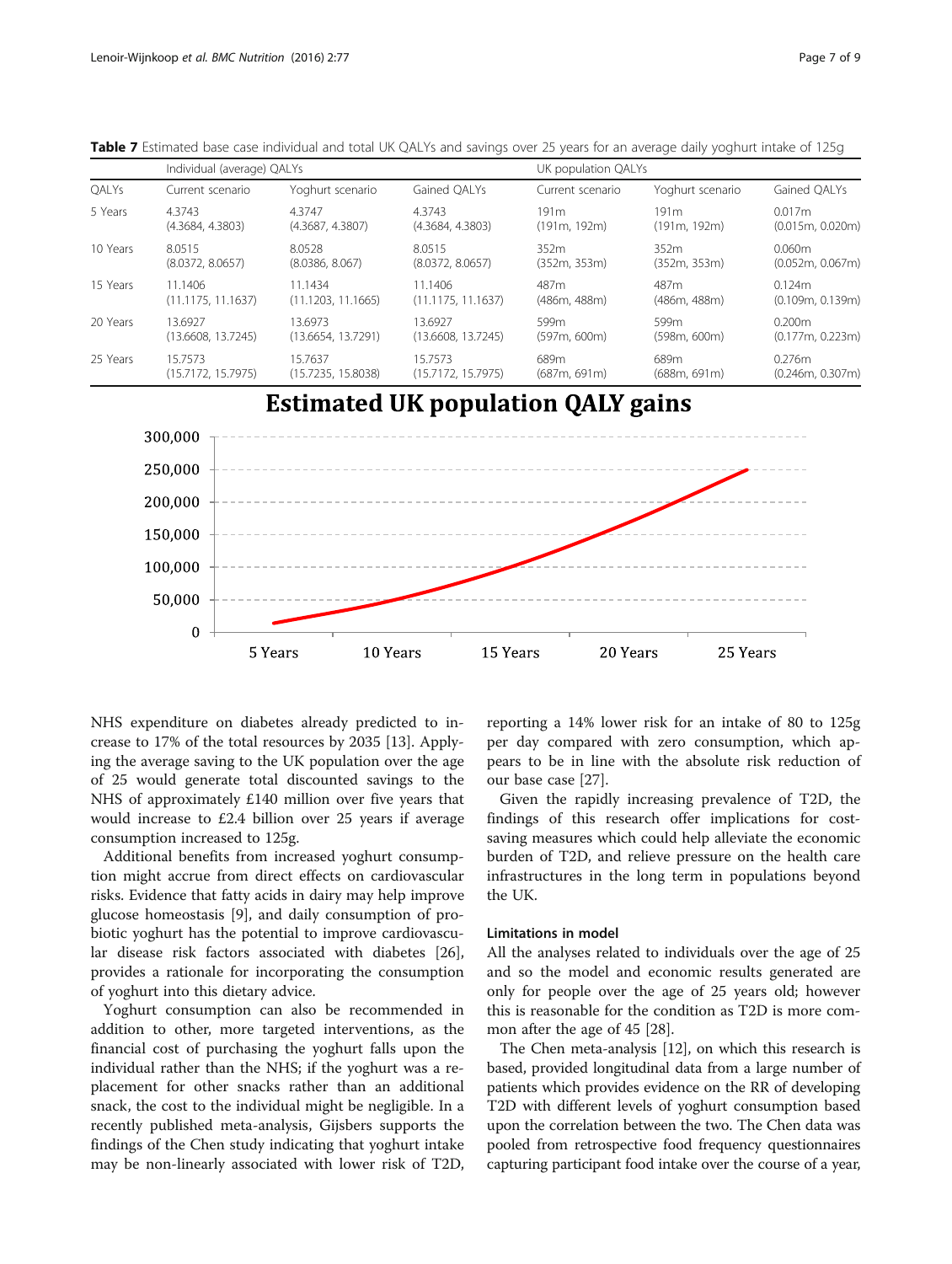**Table 7** Estimated base case individual and total UK QALYs and savings over 25 years for an average daily yoghurt intake of 125g

| | Individual (average) QALYs | | | UK population QALYs | | |
|---|---|---|---|---|---|---|
| QALYs | Current scenario | Yoghurt scenario | Gained QALYs | Current scenario | Yoghurt scenario | Gained QALYs |
| 5 Years | 4.3743 (4.3684, 4.3803) | 4.3747 (4.3687, 4.3807) | 4.3743 (4.3684, 4.3803) | 191m (191m, 192m) | 191m (191m, 192m) | 0.017m (0.015m, 0.020m) |
| 10 Years | 8.0515 (8.0372, 8.0657) | 8.0528 (8.0386, 8.067) | 8.0515 (8.0372, 8.0657) | 352m (352m, 353m) | 352m (352m, 353m) | 0.060m (0.052m, 0.067m) |
| 15 Years | 11.1406 (11.1175, 11.1637) | 11.1434 (11.1203, 11.1665) | 11.1406 (11.1175, 11.1637) | 487m (486m, 488m) | 487m (486m, 488m) | 0.124m (0.109m, 0.139m) |
| 20 Years | 13.6927 (13.6608, 13.7245) | 13.6973 (13.6654, 13.7291) | 13.6927 (13.6608, 13.7245) | 599m (597m, 600m) | 599m (598m, 600m) | 0.200m (0.177m, 0.223m) |
| 25 Years | 15.7573 (15.7172, 15.7975) | 15.7637 (15.7235, 15.8038) | 15.7573 (15.7172, 15.7975) | 689m (687m, 691m) | 689m (688m, 691m) | 0.276m (0.246m, 0.307m) |

**Estimated UK population QALY gains**

NHS expenditure on diabetes already predicted to increase to 17% of the total resources by 2035 [13]. Applying the average saving to the UK population over the age of 25 would generate total discounted savings to the NHS of approximately £140 million over five years that would increase to £2.4 billion over 25 years if average consumption increased to 125g.

Additional benefits from increased yoghurt consumption might accrue from direct effects on cardiovascular risks. Evidence that fatty acids in dairy may help improve glucose homeostasis [9], and daily consumption of probiotic yoghurt has the potential to improve cardiovascular disease risk factors associated with diabetes [26], provides a rationale for incorporating the consumption of yoghurt into this dietary advice.

Yoghurt consumption can also be recommended in addition to other, more targeted interventions, as the financial cost of purchasing the yoghurt falls upon the individual rather than the NHS; if the yoghurt was a replacement for other snacks rather than an additional snack, the cost to the individual might be negligible. In a recently published meta-analysis, Gijsbers supports the findings of the Chen study indicating that yoghurt intake may be non-linearly associated with lower risk of T2D, reporting a 14% lower risk for an intake of 80 to 125g per day compared with zero consumption, which appears to be in line with the absolute risk reduction of our base case [27].

Given the rapidly increasing prevalence of T2D, the findings of this research offer implications for cost-saving measures which could help alleviate the economic burden of T2D, and relieve pressure on the health care infrastructures in the long term in populations beyond the UK.

#### Limitations in model

All the analyses related to individuals over the age of 25 and so the model and economic results generated are only for people over the age of 25 years old; however this is reasonable for the condition as T2D is more common after the age of 45 [28].

The Chen meta-analysis [12], on which this research is based, provided longitudinal data from a large number of patients which provides evidence on the RR of developing T2D with different levels of yoghurt consumption based upon the correlation between the two. The Chen data was pooled from retrospective food frequency questionnaires capturing participant food intake over the course of a year,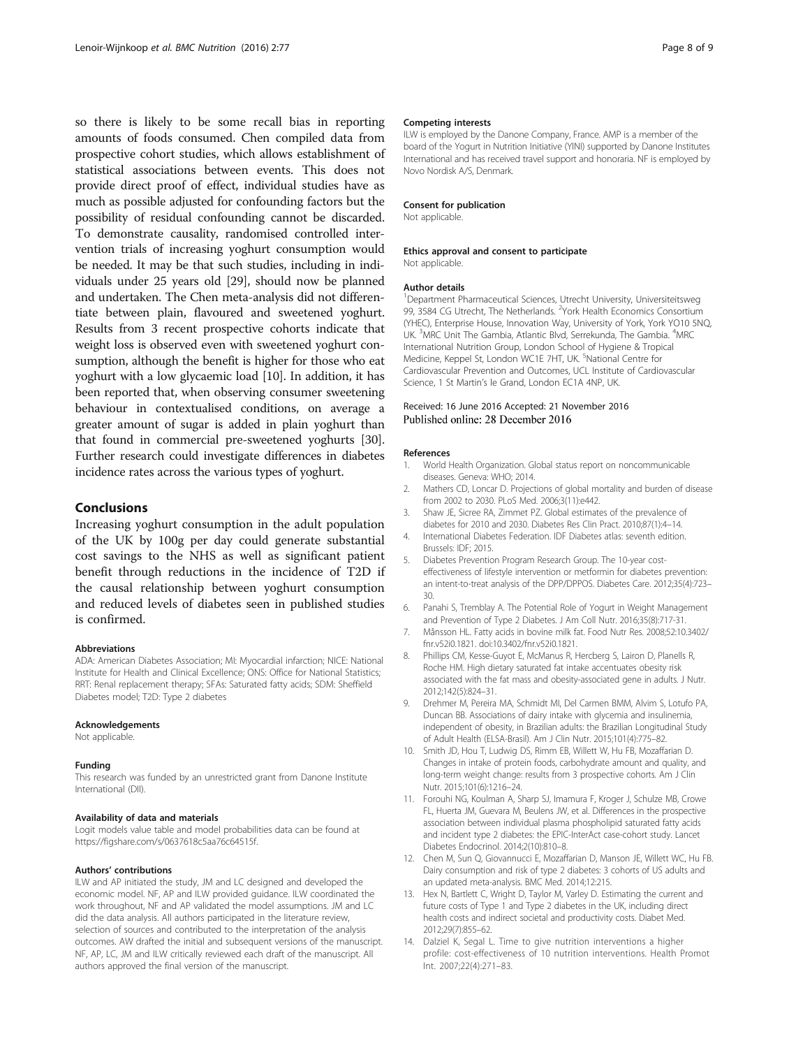so there is likely to be some recall bias in reporting amounts of foods consumed. Chen compiled data from prospective cohort studies, which allows establishment of statistical associations between events. This does not provide direct proof of effect, individual studies have as much as possible adjusted for confounding factors but the possibility of residual confounding cannot be discarded. To demonstrate causality, randomised controlled intervention trials of increasing yoghurt consumption would be needed. It may be that such studies, including in individuals under 25 years old [29], should now be planned and undertaken. The Chen meta-analysis did not differentiate between plain, flavoured and sweetened yoghurt. Results from 3 recent prospective cohorts indicate that weight loss is observed even with sweetened yoghurt consumption, although the benefit is higher for those who eat yoghurt with a low glycaemic load [10]. In addition, it has been reported that, when observing consumer sweetening behaviour in contextualised conditions, on average a greater amount of sugar is added in plain yoghurt than that found in commercial pre-sweetened yoghurts [30]. Further research could investigate differences in diabetes incidence rates across the various types of yoghurt.

## Conclusions

Increasing yoghurt consumption in the adult population of the UK by 100g per day could generate substantial cost savings to the NHS as well as significant patient benefit through reductions in the incidence of T2D if the causal relationship between yoghurt consumption and reduced levels of diabetes seen in published studies is confirmed.

#### Abbreviations

ADA: American Diabetes Association; MI: Myocardial infarction; NICE: National Institute for Health and Clinical Excellence; ONS: Office for National Statistics; RRT: Renal replacement therapy; SFAs: Saturated fatty acids; SDM: Sheffield Diabetes model; T2D: Type 2 diabetes

#### Acknowledgements

Not applicable.

#### Funding

This research was funded by an unrestricted grant from Danone Institute International (DII).

#### Availability of data and materials

Logit models value table and model probabilities data can be found at https://figshare.com/s/0637618c5aa76c64515f.

#### Authors' contributions

ILW and AP initiated the study, JM and LC designed and developed the economic model. NF, AP and ILW provided guidance. ILW coordinated the work throughout, NF and AP validated the model assumptions. JM and LC did the data analysis. All authors participated in the literature review, selection of sources and contributed to the interpretation of the analysis outcomes. AW drafted the initial and subsequent versions of the manuscript. NF, AP, LC, JM and ILW critically reviewed each draft of the manuscript. All authors approved the final version of the manuscript.

#### Competing interests

ILW is employed by the Danone Company, France. AMP is a member of the board of the Yogurt in Nutrition Initiative (YINI) supported by Danone Institutes International and has received travel support and honoraria. NF is employed by Novo Nordisk A/S, Denmark.

#### Consent for publication

Not applicable.

#### Ethics approval and consent to participate

Not applicable.

#### Author details

[1]Department Pharmaceutical Sciences, Utrecht University, Universiteitsweg 99, 3584 CG Utrecht, The Netherlands. [2]York Health Economics Consortium (YHEC), Enterprise House, Innovation Way, University of York, York YO10 5NQ, UK. [3]MRC Unit The Gambia, Atlantic Blvd, Serrekunda, The Gambia. [4]MRC International Nutrition Group, London School of Hygiene & Tropical Medicine, Keppel St, London WC1E 7HT, UK. [5]National Centre for Cardiovascular Prevention and Outcomes, UCL Institute of Cardiovascular Science, 1 St Martin's le Grand, London EC1A 4NP, UK.

Received: 16 June 2016 Accepted: 21 November 2016
Published online: 28 December 2016

#### References

1. World Health Organization. Global status report on noncommunicable diseases. Geneva: WHO; 2014.
2. Mathers CD, Loncar D. Projections of global mortality and burden of disease from 2002 to 2030. PLoS Med. 2006;3(11):e442.
3. Shaw JE, Sicree RA, Zimmet PZ. Global estimates of the prevalence of diabetes for 2010 and 2030. Diabetes Res Clin Pract. 2010;87(1):4–14.
4. International Diabetes Federation. IDF Diabetes atlas: seventh edition. Brussels: IDF; 2015.
5. Diabetes Prevention Program Research Group. The 10-year cost-effectiveness of lifestyle intervention or metformin for diabetes prevention: an intent-to-treat analysis of the DPP/DPPOS. Diabetes Care. 2012;35(4):723–30.
6. Panahi S, Tremblay A. The Potential Role of Yogurt in Weight Management and Prevention of Type 2 Diabetes. J Am Coll Nutr. 2016;35(8):717-31.
7. Månsson HL. Fatty acids in bovine milk fat. Food Nutr Res. 2008;52:10.3402/fnr.v52i0.1821. doi:10.3402/fnr.v52i0.1821.
8. Phillips CM, Kesse-Guyot E, McManus R, Hercberg S, Lairon D, Planells R, Roche HM. High dietary saturated fat intake accentuates obesity risk associated with the fat mass and obesity-associated gene in adults. J Nutr. 2012;142(5):824–31.
9. Drehmer M, Pereira MA, Schmidt MI, Del Carmen BMM, Alvim S, Lotufo PA, Duncan BB. Associations of dairy intake with glycemia and insulinemia, independent of obesity, in Brazilian adults: the Brazilian Longitudinal Study of Adult Health (ELSA-Brasil). Am J Clin Nutr. 2015;101(4):775–82.
10. Smith JD, Hou T, Ludwig DS, Rimm EB, Willett W, Hu FB, Mozaffarian D. Changes in intake of protein foods, carbohydrate amount and quality, and long-term weight change: results from 3 prospective cohorts. Am J Clin Nutr. 2015;101(6):1216–24.
11. Forouhi NG, Koulman A, Sharp SJ, Imamura F, Kroger J, Schulze MB, Crowe FL, Huerta JM, Guevara M, Beulens JW, et al. Differences in the prospective association between individual plasma phospholipid saturated fatty acids and incident type 2 diabetes: the EPIC-InterAct case-cohort study. Lancet Diabetes Endocrinol. 2014;2(10):810–8.
12. Chen M, Sun Q, Giovannucci E, Mozaffarian D, Manson JE, Willett WC, Hu FB. Dairy consumption and risk of type 2 diabetes: 3 cohorts of US adults and an updated meta-analysis. BMC Med. 2014;12:215.
13. Hex N, Bartlett C, Wright D, Taylor M, Varley D. Estimating the current and future costs of Type 1 and Type 2 diabetes in the UK, including direct health costs and indirect societal and productivity costs. Diabet Med. 2012;29(7):855–62.
14. Dalziel K, Segal L. Time to give nutrition interventions a higher profile: cost-effectiveness of 10 nutrition interventions. Health Promot Int. 2007;22(4):271–83.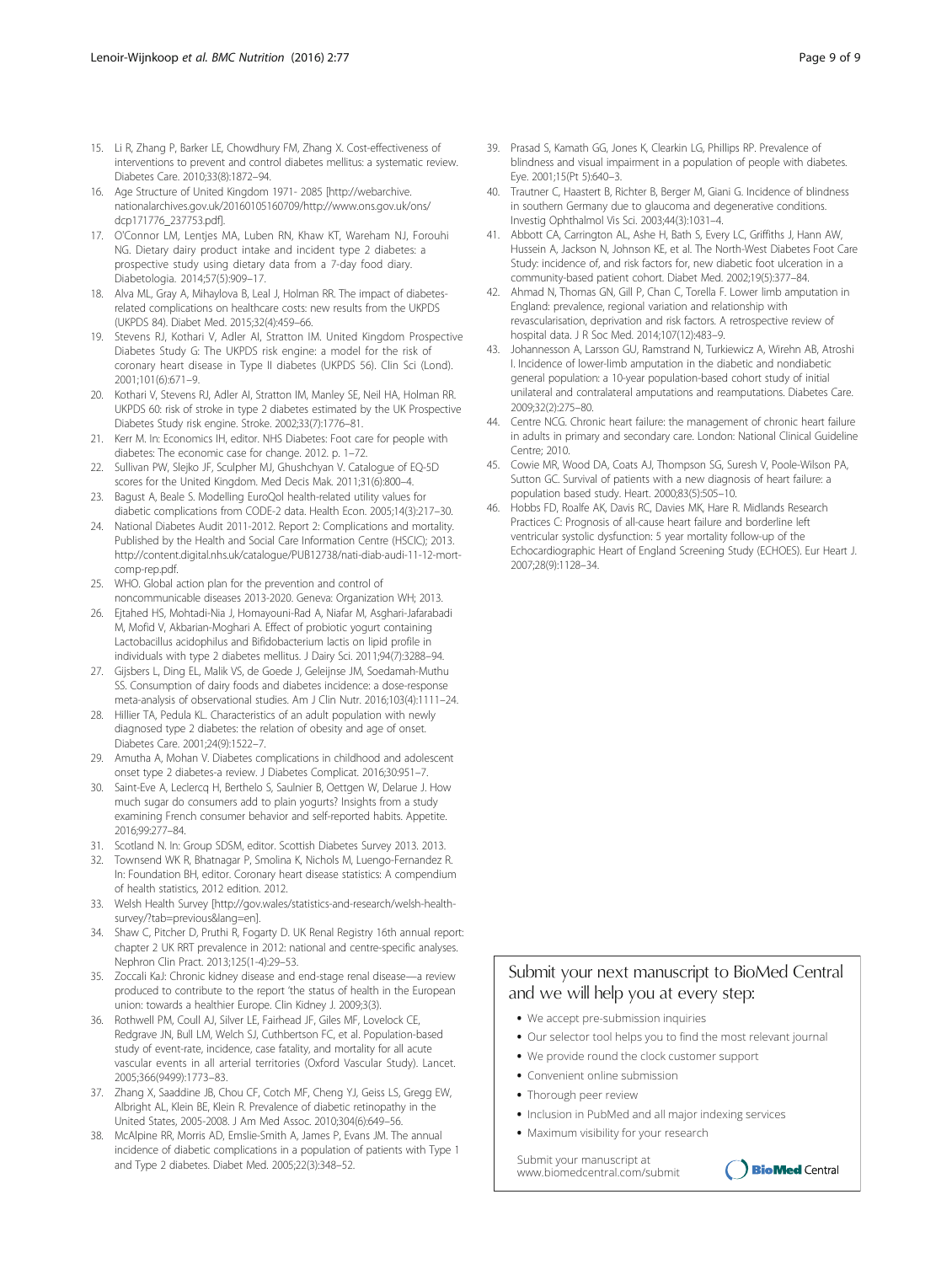15. Li R, Zhang P, Barker LE, Chowdhury FM, Zhang X. Cost-effectiveness of interventions to prevent and control diabetes mellitus: a systematic review. Diabetes Care. 2010;33(8):1872–94.
16. Age Structure of United Kingdom 1971- 2085 [http://webarchive.nationalarchives.gov.uk/20160105160709/http://www.ons.gov.uk/ons/dcp171776_237753.pdf].
17. O'Connor LM, Lentjes MA, Luben RN, Khaw KT, Wareham NJ, Forouhi NG. Dietary dairy product intake and incident type 2 diabetes: a prospective study using dietary data from a 7-day food diary. Diabetologia. 2014;57(5):909–17.
18. Alva ML, Gray A, Mihaylova B, Leal J, Holman RR. The impact of diabetes-related complications on healthcare costs: new results from the UKPDS (UKPDS 84). Diabet Med. 2015;32(4):459–66.
19. Stevens RJ, Kothari V, Adler AI, Stratton IM. United Kingdom Prospective Diabetes Study G: The UKPDS risk engine: a model for the risk of coronary heart disease in Type II diabetes (UKPDS 56). Clin Sci (Lond). 2001;101(6):671–9.
20. Kothari V, Stevens RJ, Adler AI, Stratton IM, Manley SE, Neil HA, Holman RR. UKPDS 60: risk of stroke in type 2 diabetes estimated by the UK Prospective Diabetes Study risk engine. Stroke. 2002;33(7):1776–81.
21. Kerr M. In: Economics IH, editor. NHS Diabetes: Foot care for people with diabetes: The economic case for change. 2012. p. 1–72.
22. Sullivan PW, Slejko JF, Sculpher MJ, Ghushchyan V. Catalogue of EQ-5D scores for the United Kingdom. Med Decis Mak. 2011;31(6):800–4.
23. Bagust A, Beale S. Modelling EuroQol health-related utility values for diabetic complications from CODE-2 data. Health Econ. 2005;14(3):217–30.
24. National Diabetes Audit 2011-2012. Report 2: Complications and mortality. Published by the Health and Social Care Information Centre (HSCIC); 2013. http://content.digital.nhs.uk/catalogue/PUB12738/nati-diab-audi-11-12-mort-comp-rep.pdf.
25. WHO. Global action plan for the prevention and control of noncommunicable diseases 2013-2020. Geneva: Organization WH; 2013.
26. Ejtahed HS, Mohtadi-Nia J, Homayouni-Rad A, Niafar M, Asghari-Jafarabadi M, Mofid V, Akbarian-Moghari A. Effect of probiotic yogurt containing Lactobacillus acidophilus and Bifidobacterium lactis on lipid profile in individuals with type 2 diabetes mellitus. J Dairy Sci. 2011;94(7):3288–94.
27. Gijsbers L, Ding EL, Malik VS, de Goede J, Geleijnse JM, Soedamah-Muthu SS. Consumption of dairy foods and diabetes incidence: a dose-response meta-analysis of observational studies. Am J Clin Nutr. 2016;103(4):1111–24.
28. Hillier TA, Pedula KL. Characteristics of an adult population with newly diagnosed type 2 diabetes: the relation of obesity and age of onset. Diabetes Care. 2001;24(9):1522–7.
29. Amutha A, Mohan V. Diabetes complications in childhood and adolescent onset type 2 diabetes-a review. J Diabetes Complicat. 2016;30:951–7.
30. Saint-Eve A, Leclercq H, Berthelo S, Saulnier B, Oettgen W, Delarue J. How much sugar do consumers add to plain yogurts? Insights from a study examining French consumer behavior and self-reported habits. Appetite. 2016;99:277–84.
31. Scotland N. In: Group SDSM, editor. Scottish Diabetes Survey 2013. 2013.
32. Townsend WK R, Bhatnagar P, Smolina K, Nichols M, Luengo-Fernandez R. In: Foundation BH, editor. Coronary heart disease statistics: A compendium of health statistics, 2012 edition. 2012.
33. Welsh Health Survey [http://gov.wales/statistics-and-research/welsh-health-survey/?tab=previous&lang=en].
34. Shaw C, Pitcher D, Pruthi R, Fogarty D. UK Renal Registry 16th annual report: chapter 2 UK RRT prevalence in 2012: national and centre-specific analyses. Nephron Clin Pract. 2013;125(1-4):29–53.
35. Zoccali KaJ: Chronic kidney disease and end-stage renal disease—a review produced to contribute to the report 'the status of health in the European union: towards a healthier Europe. Clin Kidney J. 2009;3(3).
36. Rothwell PM, Coull AJ, Silver LE, Fairhead JF, Giles MF, Lovelock CE, Redgrave JN, Bull LM, Welch SJ, Cuthbertson FC, et al. Population-based study of event-rate, incidence, case fatality, and mortality for all acute vascular events in all arterial territories (Oxford Vascular Study). Lancet. 2005;366(9499):1773–83.
37. Zhang X, Saaddine JB, Chou CF, Cotch MF, Cheng YJ, Geiss LS, Gregg EW, Albright AL, Klein BE, Klein R. Prevalence of diabetic retinopathy in the United States, 2005-2008. J Am Med Assoc. 2010;304(6):649–56.
38. McAlpine RR, Morris AD, Emslie-Smith A, James P, Evans JM. The annual incidence of diabetic complications in a population of patients with Type 1 and Type 2 diabetes. Diabet Med. 2005;22(3):348–52.
39. Prasad S, Kamath GG, Jones K, Clearkin LG, Phillips RP. Prevalence of blindness and visual impairment in a population of people with diabetes. Eye. 2001;15(Pt 5):640–3.
40. Trautner C, Haastert B, Richter B, Berger M, Giani G. Incidence of blindness in southern Germany due to glaucoma and degenerative conditions. Investig Ophthalmol Vis Sci. 2003;44(3):1031–4.
41. Abbott CA, Carrington AL, Ashe H, Bath S, Every LC, Griffiths J, Hann AW, Hussein A, Jackson N, Johnson KE, et al. The North-West Diabetes Foot Care Study: incidence of, and risk factors for, new diabetic foot ulceration in a community-based patient cohort. Diabet Med. 2002;19(5):377–84.
42. Ahmad N, Thomas GN, Gill P, Chan C, Torella F. Lower limb amputation in England: prevalence, regional variation and relationship with revascularisation, deprivation and risk factors. A retrospective review of hospital data. J R Soc Med. 2014;107(12):483–9.
43. Johannesson A, Larsson GU, Ramstrand N, Turkiewicz A, Wirehn AB, Atroshi I. Incidence of lower-limb amputation in the diabetic and nondiabetic general population: a 10-year population-based cohort study of initial unilateral and contralateral amputations and reamputations. Diabetes Care. 2009;32(2):275–80.
44. Centre NCG. Chronic heart failure: the management of chronic heart failure in adults in primary and secondary care. London: National Clinical Guideline Centre; 2010.
45. Cowie MR, Wood DA, Coats AJ, Thompson SG, Suresh V, Poole-Wilson PA, Sutton GC. Survival of patients with a new diagnosis of heart failure: a population based study. Heart. 2000;83(5):505–10.
46. Hobbs FD, Roalfe AK, Davis RC, Davies MK, Hare R. Midlands Research Practices C: Prognosis of all-cause heart failure and borderline left ventricular systolic dysfunction: 5 year mortality follow-up of the Echocardiographic Heart of England Screening Study (ECHOES). Eur Heart J. 2007;28(9):1128–34.

Submit your next manuscript to BioMed Central and we will help you at every step:

- We accept pre-submission inquiries
- Our selector tool helps you to find the most relevant journal
- We provide round the clock customer support
- Convenient online submission
- Thorough peer review
- Inclusion in PubMed and all major indexing services
- Maximum visibility for your research

Submit your manuscript at www.biomedcentral.com/submit

BioMed Central